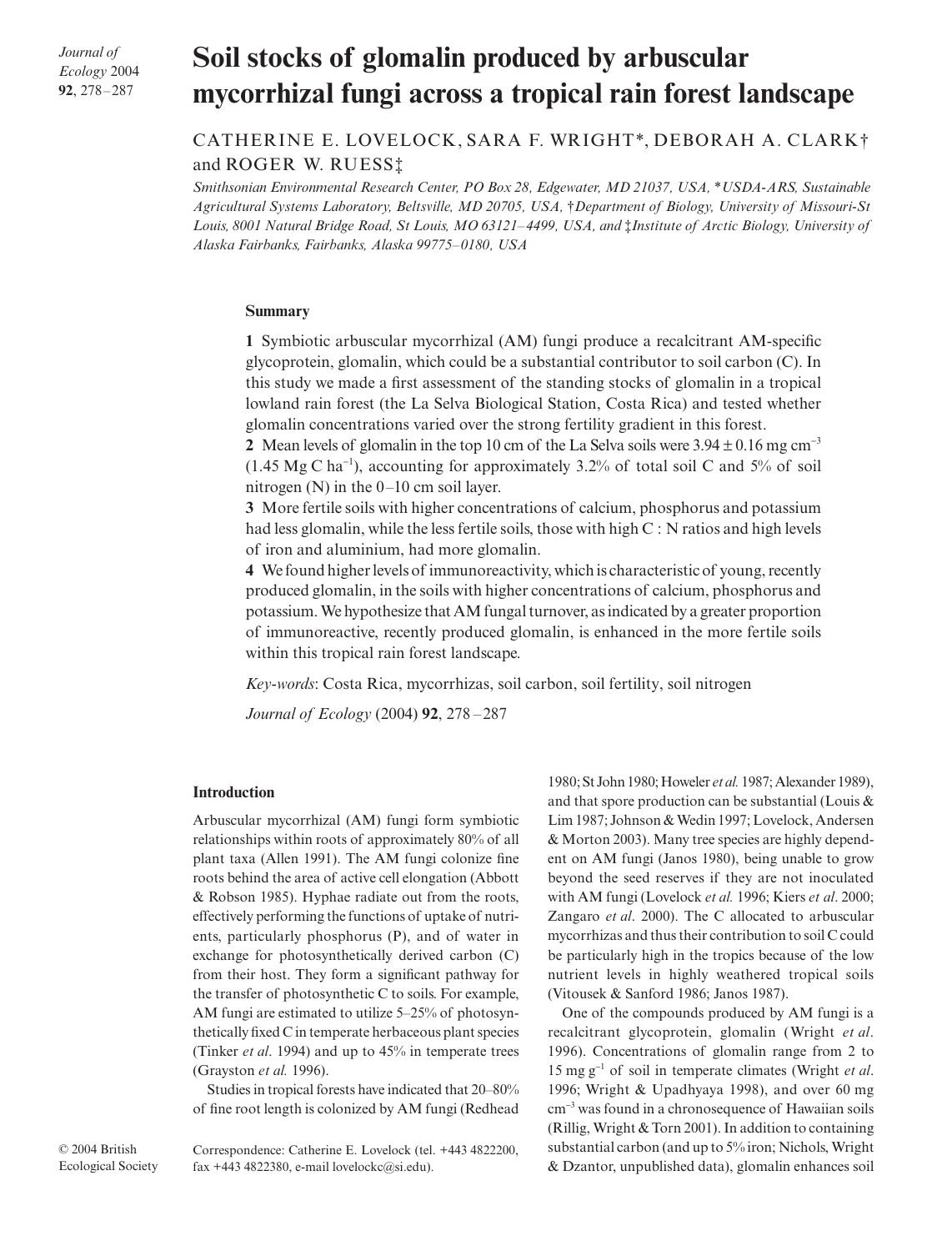# Soil stocks of glomalin produced by arbuscular mycorrhizal fungi across a tropical rain forest landscape

CATHERINE E. LOVELOCK, SARA F. WRIGHT*, DEBORAH A. CLARK† and ROGER W. RUESS‡

*Smithsonian Environmental Research Center, PO Box 28, Edgewater, MD 21037, USA, \*USDA-ARS, Sustainable Agricultural Systems Laboratory, Beltsville, MD 20705, USA, †Department of Biology, University of Missouri-St Louis, 8001 Natural Bridge Road, St Louis, MO 63121–4499, USA, and ‡Institute of Arctic Biology, University of Alaska Fairbanks, Fairbanks, Alaska 99775–0180, USA*

## Summary

**1** Symbiotic arbuscular mycorrhizal (AM) fungi produce a recalcitrant AM-specific glycoprotein, glomalin, which could be a substantial contributor to soil carbon (C). In this study we made a first assessment of the standing stocks of glomalin in a tropical lowland rain forest (the La Selva Biological Station, Costa Rica) and tested whether glomalin concentrations varied over the strong fertility gradient in this forest.

**2** Mean levels of glomalin in the top 10 cm of the La Selva soils were $3.94 \pm 0.16$ mg $cm^{-3}$ (1.45 Mg C $ha^{-1}$), accounting for approximately 3.2% of total soil C and 5% of soil nitrogen (N) in the 0–10 cm soil layer.

**3** More fertile soils with higher concentrations of calcium, phosphorus and potassium had less glomalin, while the less fertile soils, those with high C : N ratios and high levels of iron and aluminium, had more glomalin.

**4** We found higher levels of immunoreactivity, which is characteristic of young, recently produced glomalin, in the soils with higher concentrations of calcium, phosphorus and potassium. We hypothesize that AM fungal turnover, as indicated by a greater proportion of immunoreactive, recently produced glomalin, is enhanced in the more fertile soils within this tropical rain forest landscape.

*Key-words*: Costa Rica, mycorrhizas, soil carbon, soil fertility, soil nitrogen

*Journal of Ecology* (2004) **92**, 278–287

## Introduction

Arbuscular mycorrhizal (AM) fungi form symbiotic relationships within roots of approximately 80% of all plant taxa (Allen 1991). The AM fungi colonize fine roots behind the area of active cell elongation (Abbott & Robson 1985). Hyphae radiate out from the roots, effectively performing the functions of uptake of nutrients, particularly phosphorus (P), and of water in exchange for photosynthetically derived carbon (C) from their host. They form a significant pathway for the transfer of photosynthetic C to soils. For example, AM fungi are estimated to utilize 5–25% of photosynthetically fixed C in temperate herbaceous plant species (Tinker *et al*. 1994) and up to 45% in temperate trees (Grayston *et al.* 1996).

Studies in tropical forests have indicated that 20–80% of fine root length is colonized by AM fungi (Redhead 1980; St John 1980; Howeler *et al.* 1987; Alexander 1989), and that spore production can be substantial (Louis & Lim 1987; Johnson & Wedin 1997; Lovelock, Andersen & Morton 2003). Many tree species are highly dependent on AM fungi (Janos 1980), being unable to grow beyond the seed reserves if they are not inoculated with AM fungi (Lovelock *et al.* 1996; Kiers *et al*. 2000; Zangaro *et al*. 2000). The C allocated to arbuscular mycorrhizas and thus their contribution to soil C could be particularly high in the tropics because of the low nutrient levels in highly weathered tropical soils (Vitousek & Sanford 1986; Janos 1987).

One of the compounds produced by AM fungi is a recalcitrant glycoprotein, glomalin (Wright *et al*. 1996). Concentrations of glomalin range from 2 to 15 mg $g^{-1}$ of soil in temperate climates (Wright *et al*. 1996; Wright & Upadhyaya 1998), and over 60 mg $cm^{-3}$ was found in a chronosequence of Hawaiian soils (Rillig, Wright & Torn 2001). In addition to containing substantial carbon (and up to 5% iron; Nichols, Wright & Dzantor, unpublished data), glomalin enhances soil

Correspondence: Catherine E. Lovelock (tel. +443 4822200, fax +443 4822380, e-mail lovelockc@si.edu).

© 2004 British Ecological Society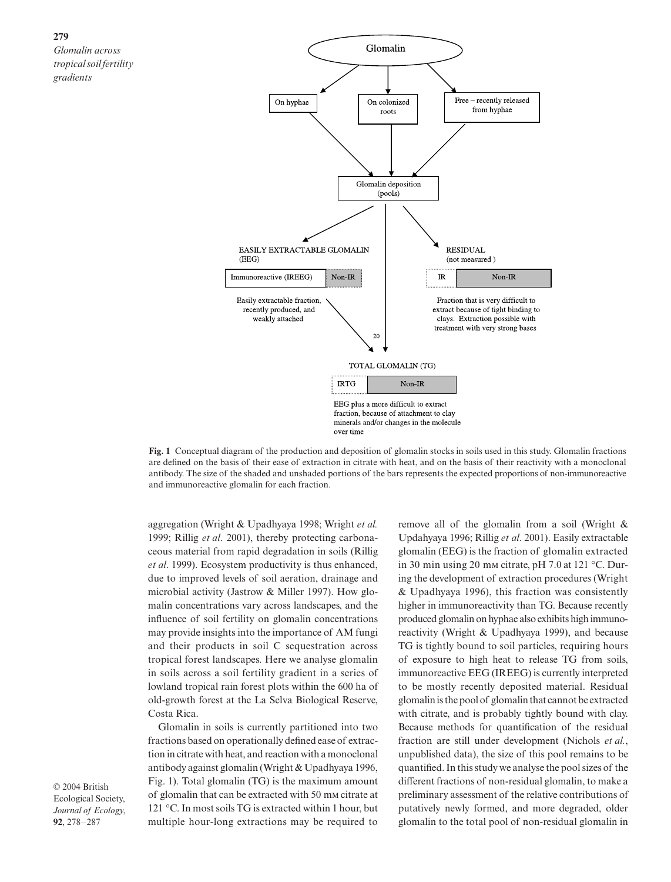**Fig. 1** Conceptual diagram of the production and deposition of glomalin stocks in soils used in this study. Glomalin fractions are defined on the basis of their ease of extraction in citrate with heat, and on the basis of their reactivity with a monoclonal antibody. The size of the shaded and unshaded portions of the bars represents the expected proportions of non-immunoreactive and immunoreactive glomalin for each fraction.

aggregation (Wright & Upadhyaya 1998; Wright *et al.* 1999; Rillig *et al*. 2001), thereby protecting carbonaceous material from rapid degradation in soils (Rillig *et al*. 1999). Ecosystem productivity is thus enhanced, due to improved levels of soil aeration, drainage and microbial activity (Jastrow & Miller 1997). How glomalin concentrations vary across landscapes, and the influence of soil fertility on glomalin concentrations may provide insights into the importance of AM fungi and their products in soil C sequestration across tropical forest landscapes. Here we analyse glomalin in soils across a soil fertility gradient in a series of lowland tropical rain forest plots within the 600 ha of old-growth forest at the La Selva Biological Reserve, Costa Rica.

Glomalin in soils is currently partitioned into two fractions based on operationally defined ease of extraction in citrate with heat, and reaction with a monoclonal antibody against glomalin (Wright & Upadhyaya 1996, Fig. 1). Total glomalin (TG) is the maximum amount of glomalin that can be extracted with 50 mM citrate at 121 °C. In most soils TG is extracted within 1 hour, but multiple hour-long extractions may be required to remove all of the glomalin from a soil (Wright & Updahyaya 1996; Rillig *et al*. 2001). Easily extractable glomalin (EEG) is the fraction of glomalin extracted in 30 min using 20 mM citrate, pH 7.0 at 121 °C. During the development of extraction procedures (Wright & Upadhyaya 1996), this fraction was consistently higher in immunoreactivity than TG. Because recently produced glomalin on hyphae also exhibits high immunoreactivity (Wright & Upadhyaya 1999), and because TG is tightly bound to soil particles, requiring hours of exposure to high heat to release TG from soils, immunoreactive EEG (IREEG) is currently interpreted to be mostly recently deposited material. Residual glomalin is the pool of glomalin that cannot be extracted with citrate, and is probably tightly bound with clay. Because methods for quantification of the residual fraction are still under development (Nichols *et al.*, unpublished data), the size of this pool remains to be quantified. In this study we analyse the pool sizes of the different fractions of non-residual glomalin, to make a preliminary assessment of the relative contributions of putatively newly formed, and more degraded, older glomalin to the total pool of non-residual glomalin in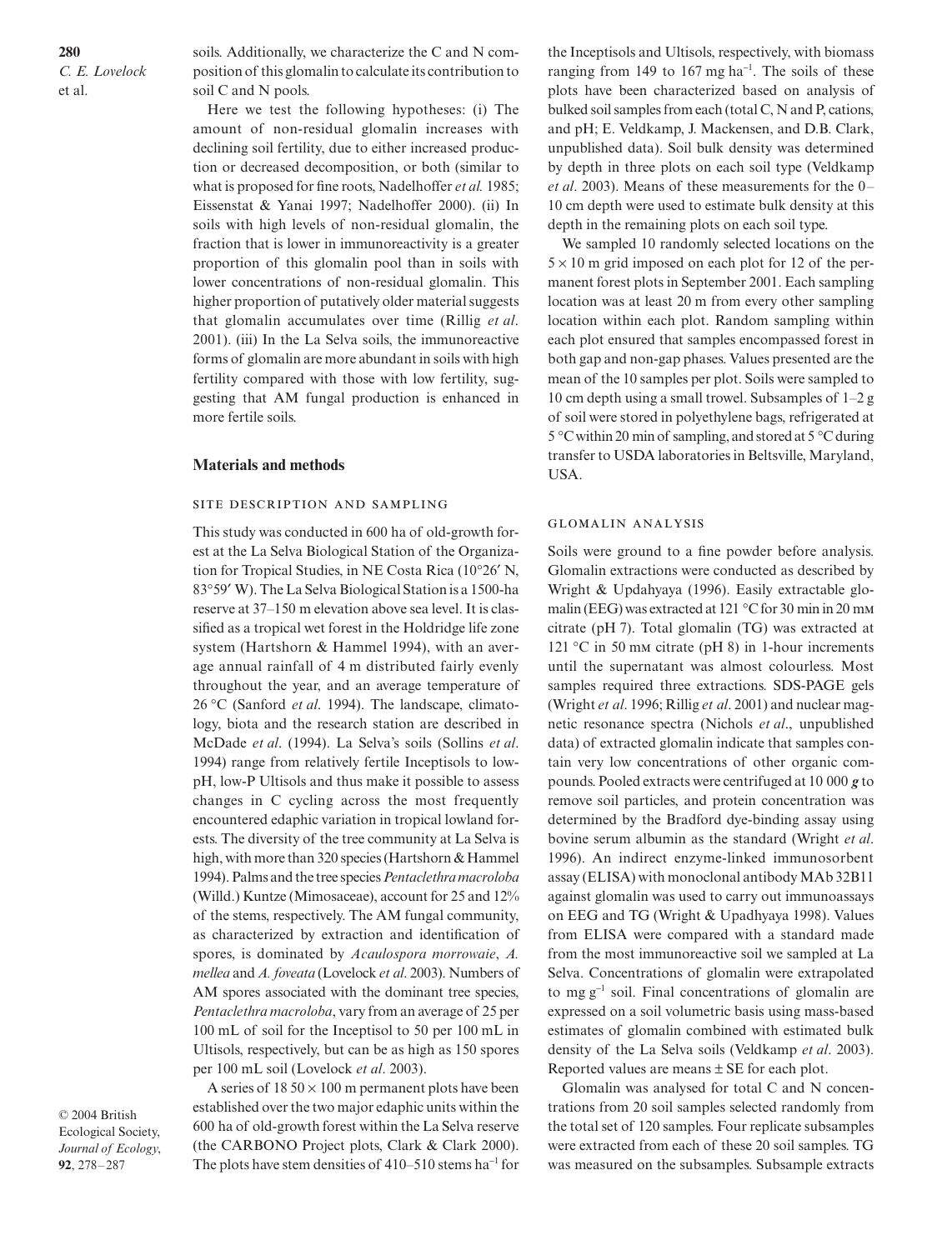soils. Additionally, we characterize the C and N composition of this glomalin to calculate its contribution to soil C and N pools.

Here we test the following hypotheses: (i) The amount of non-residual glomalin increases with declining soil fertility, due to either increased production or decreased decomposition, or both (similar to what is proposed for fine roots, Nadelhoffer *et al.* 1985; Eissenstat & Yanai 1997; Nadelhoffer 2000). (ii) In soils with high levels of non-residual glomalin, the fraction that is lower in immunoreactivity is a greater proportion of this glomalin pool than in soils with lower concentrations of non-residual glomalin. This higher proportion of putatively older material suggests that glomalin accumulates over time (Rillig *et al*. 2001). (iii) In the La Selva soils, the immunoreactive forms of glomalin are more abundant in soils with high fertility compared with those with low fertility, suggesting that AM fungal production is enhanced in more fertile soils.

## Materials and methods

### Site description and sampling

This study was conducted in 600 ha of old-growth forest at the La Selva Biological Station of the Organization for Tropical Studies, in NE Costa Rica (10°26′ N, 83°59′ W). The La Selva Biological Station is a 1500-ha reserve at 37–150 m elevation above sea level. It is classified as a tropical wet forest in the Holdridge life zone system (Hartshorn & Hammel 1994), with an average annual rainfall of 4 m distributed fairly evenly throughout the year, and an average temperature of 26 °C (Sanford *et al*. 1994). The landscape, climatology, biota and the research station are described in McDade *et al*. (1994). La Selva's soils (Sollins *et al*. 1994) range from relatively fertile Inceptisols to low-pH, low-P Ultisols and thus make it possible to assess changes in C cycling across the most frequently encountered edaphic variation in tropical lowland forests. The diversity of the tree community at La Selva is high, with more than 320 species (Hartshorn & Hammel 1994). Palms and the tree species *Pentaclethra macroloba* (Willd.) Kuntze (Mimosaceae), account for 25 and 12% of the stems, respectively. The AM fungal community, as characterized by extraction and identification of spores, is dominated by *Acaulospora morrowaie*, *A. mellea* and *A. foveata* (Lovelock *et al*. 2003). Numbers of AM spores associated with the dominant tree species, *Pentaclethra macroloba*, vary from an average of 25 per 100 mL of soil for the Inceptisol to 50 per 100 mL in Ultisols, respectively, but can be as high as 150 spores per 100 mL soil (Lovelock *et al*. 2003).

A series of 18 50 × 100 m permanent plots have been established over the two major edaphic units within the 600 ha of old-growth forest within the La Selva reserve (the CARBONO Project plots, Clark & Clark 2000). The plots have stem densities of 410–510 stems $ha^{-1}$ for the Inceptisols and Ultisols, respectively, with biomass ranging from 149 to 167 mg $ha^{-1}$. The soils of these plots have been characterized based on analysis of bulked soil samples from each (total C, N and P, cations, and pH; E. Veldkamp, J. Mackensen, and D.B. Clark, unpublished data). Soil bulk density was determined by depth in three plots on each soil type (Veldkamp *et al*. 2003). Means of these measurements for the 0–10 cm depth were used to estimate bulk density at this depth in the remaining plots on each soil type.

We sampled 10 randomly selected locations on the 5 × 10 m grid imposed on each plot for 12 of the permanent forest plots in September 2001. Each sampling location was at least 20 m from every other sampling location within each plot. Random sampling within each plot ensured that samples encompassed forest in both gap and non-gap phases. Values presented are the mean of the 10 samples per plot. Soils were sampled to 10 cm depth using a small trowel. Subsamples of 1–2 g of soil were stored in polyethylene bags, refrigerated at 5 °C within 20 min of sampling, and stored at 5 °C during transfer to USDA laboratories in Beltsville, Maryland, USA.

### Glomalin analysis

Soils were ground to a fine powder before analysis. Glomalin extractions were conducted as described by Wright & Updahyaya (1996). Easily extractable glomalin (EEG) was extracted at 121 °C for 30 min in 20 mM citrate (pH 7). Total glomalin (TG) was extracted at 121 °C in 50 mM citrate (pH 8) in 1-hour increments until the supernatant was almost colourless. Most samples required three extractions. SDS-PAGE gels (Wright *et al*. 1996; Rillig *et al*. 2001) and nuclear magnetic resonance spectra (Nichols *et al*., unpublished data) of extracted glomalin indicate that samples contain very low concentrations of other organic compounds. Pooled extracts were centrifuged at 10 000 ***g*** to remove soil particles, and protein concentration was determined by the Bradford dye-binding assay using bovine serum albumin as the standard (Wright *et al*. 1996). An indirect enzyme-linked immunosorbent assay (ELISA) with monoclonal antibody MAb 32B11 against glomalin was used to carry out immunoassays on EEG and TG (Wright & Upadhyaya 1998). Values from ELISA were compared with a standard made from the most immunoreactive soil we sampled at La Selva. Concentrations of glomalin were extrapolated to mg $g^{-1}$ soil. Final concentrations of glomalin are expressed on a soil volumetric basis using mass-based estimates of glomalin combined with estimated bulk density of the La Selva soils (Veldkamp *et al*. 2003). Reported values are means ± SE for each plot.

Glomalin was analysed for total C and N concentrations from 20 soil samples selected randomly from the total set of 120 samples. Four replicate subsamples were extracted from each of these 20 soil samples. TG was measured on the subsamples. Subsample extracts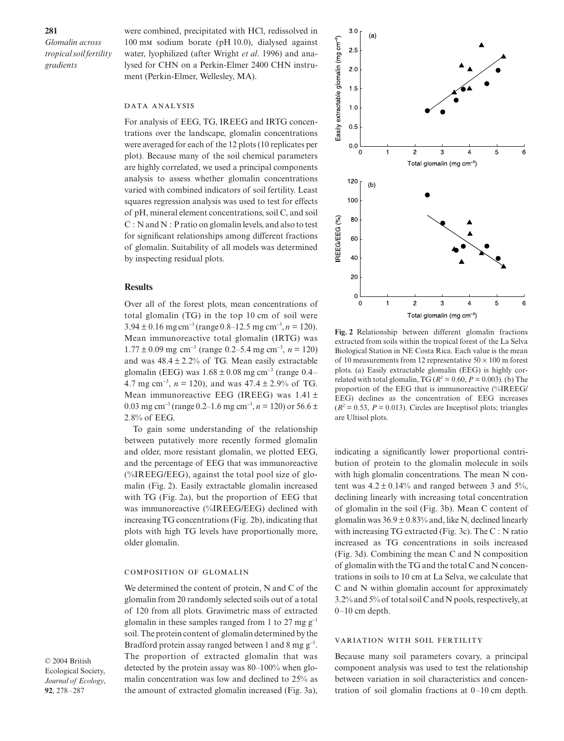were combined, precipitated with HCl, redissolved in 100 mM sodium borate (pH 10.0), dialysed against water, lyophilized (after Wright *et al*. 1996) and analysed for CHN on a Perkin-Elmer 2400 CHN instrument (Perkin-Elmer, Wellesley, MA).

### Data analysis

For analysis of EEG, TG, IREEG and IRTG concentrations over the landscape, glomalin concentrations were averaged for each of the 12 plots (10 replicates per plot). Because many of the soil chemical parameters are highly correlated, we used a principal components analysis to assess whether glomalin concentrations varied with combined indicators of soil fertility. Least squares regression analysis was used to test for effects of pH, mineral element concentrations, soil C, and soil C : N and N : P ratio on glomalin levels, and also to test for significant relationships among different fractions of glomalin. Suitability of all models was determined by inspecting residual plots.

## Results

Over all of the forest plots, mean concentrations of total glomalin (TG) in the top 10 cm of soil were $3.94 \pm 0.16$ mg cm$^{-3}$ (range 0.8–12.5 mg cm$^{-3}$, $n = 120$). Mean immunoreactive total glomalin (IRTG) was $1.77 \pm 0.09$ mg cm$^{-3}$ (range 0.2–5.4 mg cm$^{-3}$, $n = 120$) and was $48.4 \pm 2.2\%$ of TG. Mean easily extractable glomalin (EEG) was $1.68 \pm 0.08$ mg cm$^{-3}$ (range 0.4–4.7 mg cm$^{-3}$, $n = 120$), and was $47.4 \pm 2.9\%$ of TG. Mean immunoreactive EEG (IREEG) was $1.41 \pm 0.03$ mg cm$^{-3}$ (range 0.2–1.6 mg cm$^{-3}$, $n = 120$) or $56.6 \pm 2.8\%$ of EEG.

To gain some understanding of the relationship between putatively more recently formed glomalin and older, more resistant glomalin, we plotted EEG, and the percentage of EEG that was immunoreactive (%IREEG/EEG), against the total pool size of glomalin (Fig. 2). Easily extractable glomalin increased with TG (Fig. 2a), but the proportion of EEG that was immunoreactive (%IREEG/EEG) declined with increasing TG concentrations (Fig. 2b), indicating that plots with high TG levels have proportionally more, older glomalin.

### Composition of glomalin

We determined the content of protein, N and C of the glomalin from 20 randomly selected soils out of a total of 120 from all plots. Gravimetric mass of extracted glomalin in these samples ranged from 1 to 27 mg g$^{-1}$ soil. The protein content of glomalin determined by the Bradford protein assay ranged between 1 and 8 mg g$^{-1}$. The proportion of extracted glomalin that was detected by the protein assay was 80–100% when glomalin concentration was low and declined to 25% as the amount of extracted glomalin increased (Fig. 3a), indicating a significantly lower proportional contribution of protein to the glomalin molecule in soils with high glomalin concentrations. The mean N content was $4.2 \pm 0.14\%$ and ranged between 3 and 5%, declining linearly with increasing total concentration of glomalin in the soil (Fig. 3b). Mean C content of glomalin was $36.9 \pm 0.83\%$ and, like N, declined linearly with increasing TG extracted (Fig. 3c). The C : N ratio increased as TG concentrations in soils increased (Fig. 3d). Combining the mean C and N composition of glomalin with the TG and the total C and N concentrations in soils to 10 cm at La Selva, we calculate that C and N within glomalin account for approximately 3.2% and 5% of total soil C and N pools, respectively, at 0–10 cm depth.

**Fig. 2** Relationship between different glomalin fractions extracted from soils within the tropical forest of the La Selva Biological Station in NE Costa Rica. Each value is the mean of 10 measurements from 12 representative 50 × 100 m forest plots. (a) Easily extractable glomalin (EEG) is highly correlated with total glomalin, TG ($R^2 = 0.60$, $P = 0.003$). (b) The proportion of the EEG that is immunoreactive (%IREEG/EEG) declines as the concentration of EEG increases ($R^2 = 0.53$, $P = 0.013$). Circles are Inceptisol plots; triangles are Ultisol plots.

### Variation with soil fertility

Because many soil parameters covary, a principal component analysis was used to test the relationship between variation in soil characteristics and concentration of soil glomalin fractions at 0–10 cm depth.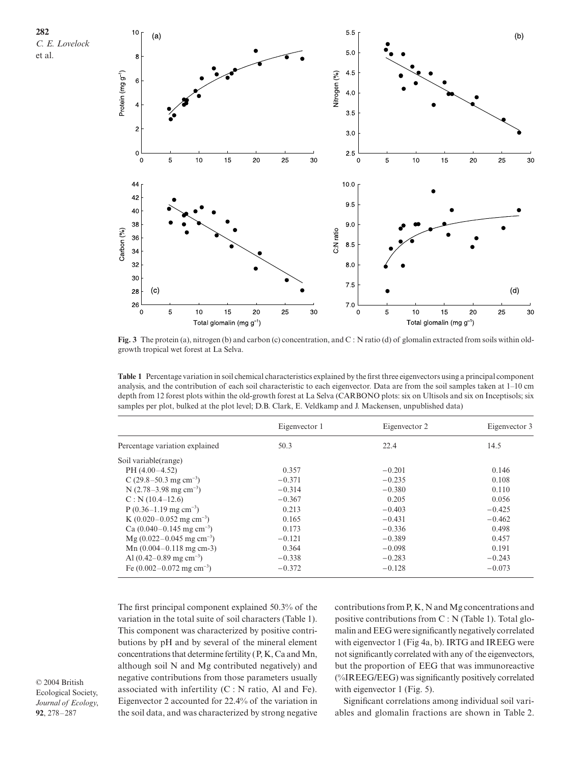Fig. 3 The protein (a), nitrogen (b) and carbon (c) concentration, and C : N ratio (d) of glomalin extracted from soils within old-growth tropical wet forest at La Selva.

**Table 1** Percentage variation in soil chemical characteristics explained by the first three eigenvectors using a principal component analysis, and the contribution of each soil characteristic to each eigenvector. Data are from the soil samples taken at 1–10 cm depth from 12 forest plots within the old-growth forest at La Selva (CARBONO plots: six on Ultisols and six on Inceptisols; six samples per plot, bulked at the plot level; D.B. Clark, E. Veldkamp and J. Mackensen, unpublished data)

| | Eigenvector 1 | Eigenvector 2 | Eigenvector 3 |
|---|---|---|---|
| Percentage variation explained | 50.3 | 22.4 | 14.5 |
| Soil variable(range) | | | |
| PH (4.00–4.52) | 0.357 | −0.201 | 0.146 |
| C (29.8–50.3 mg $cm^{-3}$) | −0.371 | −0.235 | 0.108 |
| N (2.78–3.98 mg $cm^{-3}$) | −0.314 | −0.380 | 0.110 |
| C : N (10.4–12.6) | −0.367 | 0.205 | 0.056 |
| P (0.36–1.19 mg $cm^{-3}$) | 0.213 | −0.403 | −0.425 |
| K (0.020–0.052 mg $cm^{-3}$) | 0.165 | −0.431 | −0.462 |
| Ca (0.040–0.145 mg $cm^{-3}$) | 0.173 | −0.336 | 0.498 |
| Mg (0.022–0.045 mg $cm^{-3}$) | −0.121 | −0.389 | 0.457 |
| Mn (0.004–0.118 mg cm-3) | 0.364 | −0.098 | 0.191 |
| Al (0.42–0.89 mg $cm^{-3}$) | −0.338 | −0.283 | −0.243 |
| Fe (0.002–0.072 mg $cm^{-3}$) | −0.372 | −0.128 | −0.073 |

The first principal component explained 50.3% of the variation in the total suite of soil characters (Table 1). This component was characterized by positive contributions by pH and by several of the mineral element concentrations that determine fertility (P, K, Ca and Mn, although soil N and Mg contributed negatively) and negative contributions from those parameters usually associated with infertility (C : N ratio, Al and Fe). Eigenvector 2 accounted for 22.4% of the variation in the soil data, and was characterized by strong negative contributions from P, K, N and Mg concentrations and positive contributions from C : N (Table 1). Total glomalin and EEG were significantly negatively correlated with eigenvector 1 (Fig 4a, b). IRTG and IREEG were not significantly correlated with any of the eigenvectors, but the proportion of EEG that was immunoreactive (%IREEG/EEG) was significantly positively correlated with eigenvector 1 (Fig. 5).

Significant correlations among individual soil variables and glomalin fractions are shown in Table 2.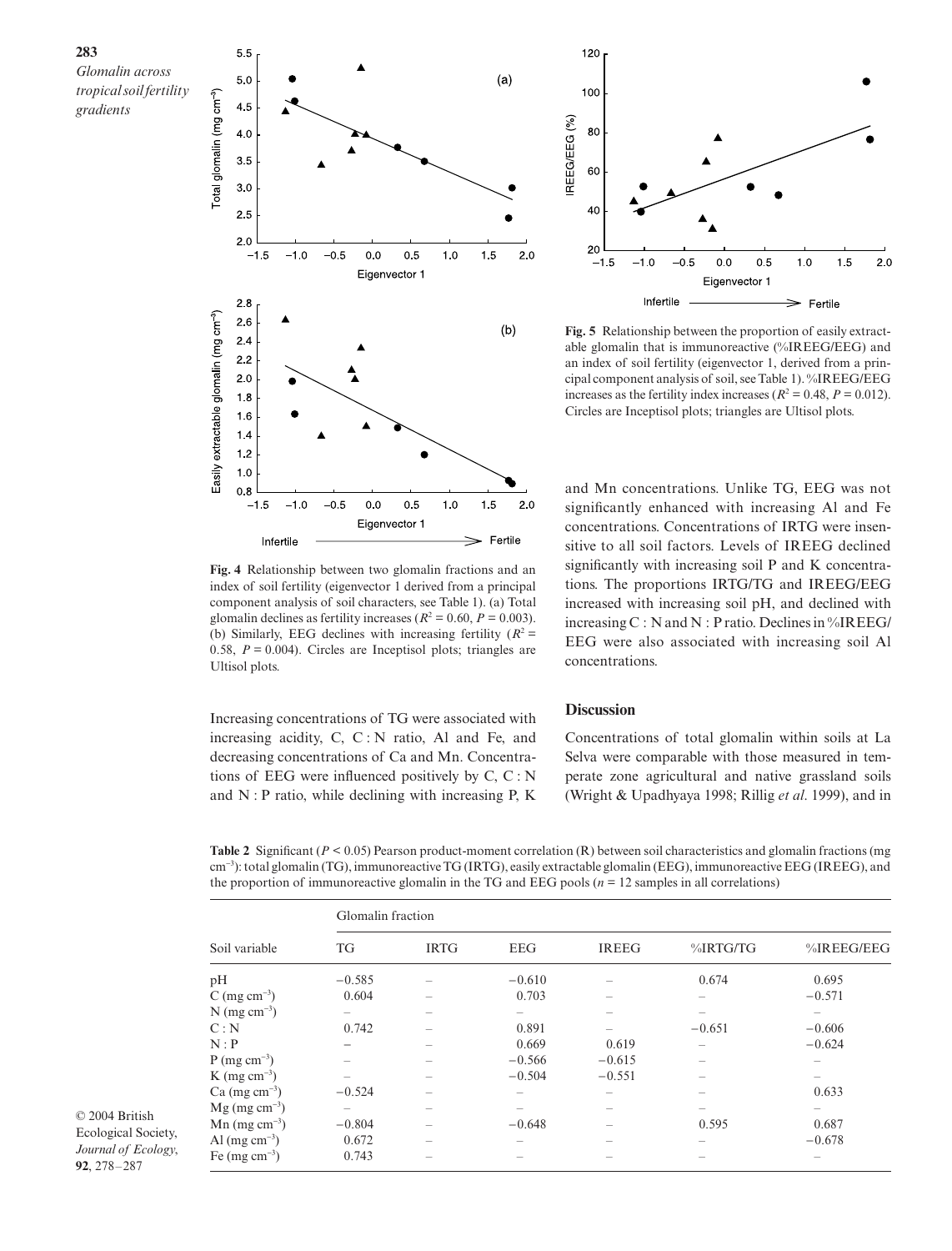Fig. 4 Relationship between two glomalin fractions and an index of soil fertility (eigenvector 1 derived from a principal component analysis of soil characters, see Table 1). (a) Total glomalin declines as fertility increases ($R^2 = 0.60$, $P = 0.003$). (b) Similarly, EEG declines with increasing fertility ($R^2 = 0.58$, $P = 0.004$). Circles are Inceptisol plots; triangles are Ultisol plots.

Fig. 5 Relationship between the proportion of easily extractable glomalin that is immunoreactive (%IREEG/EEG) and an index of soil fertility (eigenvector 1, derived from a principal component analysis of soil, see Table 1). %IREEG/EEG increases as the fertility index increases ($R^2 = 0.48$, $P = 0.012$). Circles are Inceptisol plots; triangles are Ultisol plots.

Increasing concentrations of TG were associated with increasing acidity, C, C : N ratio, Al and Fe, and decreasing concentrations of Ca and Mn. Concentrations of EEG were influenced positively by C, C : N and N : P ratio, while declining with increasing P, K and Mn concentrations. Unlike TG, EEG was not significantly enhanced with increasing Al and Fe concentrations. Concentrations of IRTG were insensitive to all soil factors. Levels of IREEG declined significantly with increasing soil P and K concentrations. The proportions IRTG/TG and IREEG/EEG increased with increasing soil pH, and declined with increasing C : N and N : P ratio. Declines in %IREEG/EEG were also associated with increasing soil Al concentrations.

## Discussion

Concentrations of total glomalin within soils at La Selva were comparable with those measured in temperate zone agricultural and native grassland soils (Wright & Upadhyaya 1998; Rillig *et al*. 1999), and in

**Table 2** Significant ($P < 0.05$) Pearson product-moment correlation (R) between soil characteristics and glomalin fractions (mg $cm^{-3}$): total glomalin (TG), immunoreactive TG (IRTG), easily extractable glomalin (EEG), immunoreactive EEG (IREEG), and the proportion of immunoreactive glomalin in the TG and EEG pools ($n = 12$ samples in all correlations)

| Soil variable | Glomalin fraction | | | | | |
|---|---|---|---|---|---|---|
| | TG | IRTG | EEG | IREEG | %IRTG/TG | %IREEG/EEG |
| pH | −0.585 | – | −0.610 | – | 0.674 | 0.695 |
| C (mg $cm^{-3}$) | 0.604 | – | 0.703 | – | – | −0.571 |
| N (mg $cm^{-3}$) | – | – | – | – | – | – |
| C : N | 0.742 | – | 0.891 | – | −0.651 | −0.606 |
| N : P | – | – | 0.669 | 0.619 | – | −0.624 |
| P (mg $cm^{-3}$) | – | – | −0.566 | −0.615 | – | – |
| K (mg $cm^{-3}$) | – | – | −0.504 | −0.551 | – | – |
| Ca (mg $cm^{-3}$) | −0.524 | – | – | – | – | 0.633 |
| Mg (mg $cm^{-3}$) | – | – | – | – | – | – |
| Mn (mg $cm^{-3}$) | −0.804 | – | −0.648 | – | 0.595 | 0.687 |
| Al (mg $cm^{-3}$) | 0.672 | – | – | – | – | −0.678 |
| Fe (mg $cm^{-3}$) | 0.743 | – | – | – | – | – |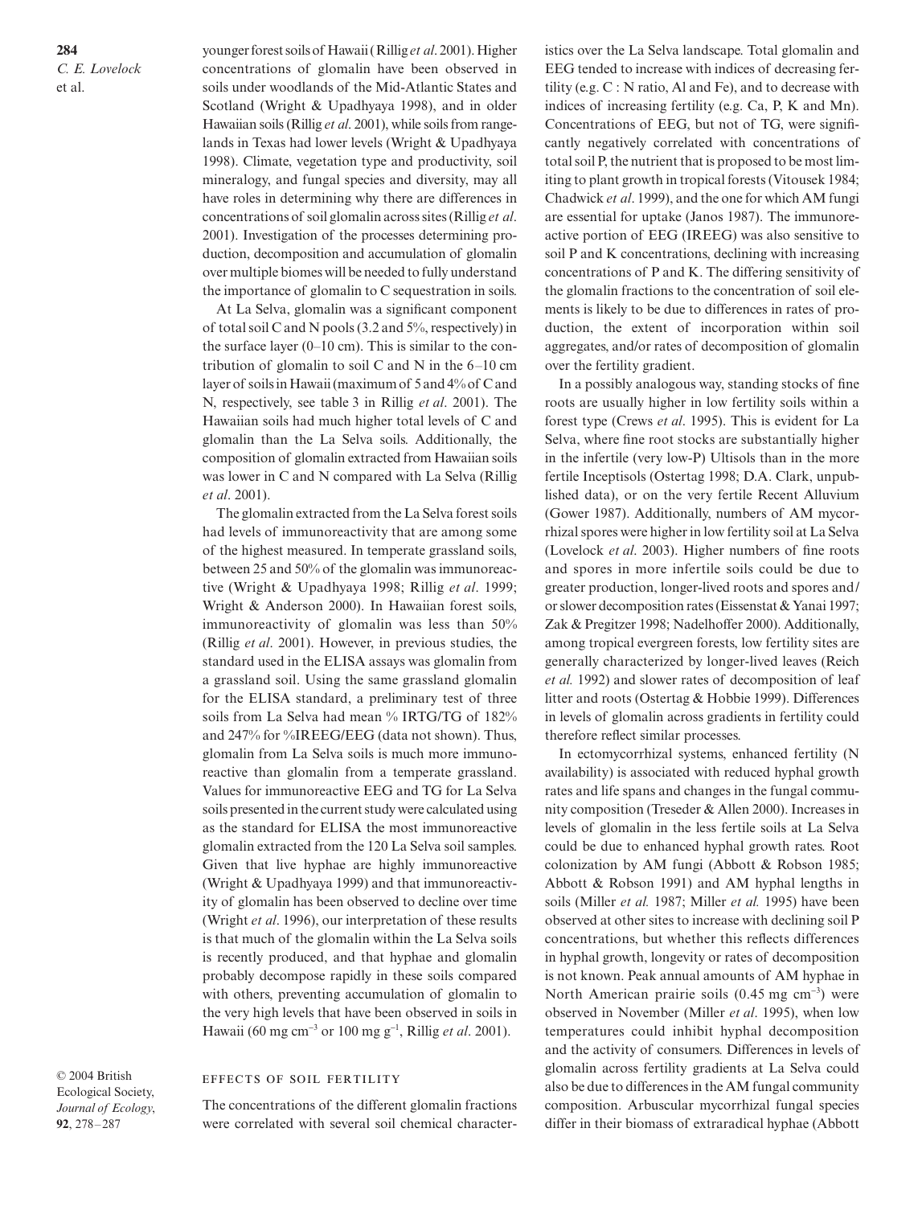younger forest soils of Hawaii (Rillig *et al*. 2001). Higher concentrations of glomalin have been observed in soils under woodlands of the Mid-Atlantic States and Scotland (Wright & Upadhyaya 1998), and in older Hawaiian soils (Rillig *et al*. 2001), while soils from rangelands in Texas had lower levels (Wright & Upadhyaya 1998). Climate, vegetation type and productivity, soil mineralogy, and fungal species and diversity, may all have roles in determining why there are differences in concentrations of soil glomalin across sites (Rillig *et al*. 2001). Investigation of the processes determining production, decomposition and accumulation of glomalin over multiple biomes will be needed to fully understand the importance of glomalin to C sequestration in soils.

At La Selva, glomalin was a significant component of total soil C and N pools (3.2 and 5%, respectively) in the surface layer (0–10 cm). This is similar to the contribution of glomalin to soil C and N in the 6–10 cm layer of soils in Hawaii (maximum of 5 and 4% of C and N, respectively, see table 3 in Rillig *et al*. 2001). The Hawaiian soils had much higher total levels of C and glomalin than the La Selva soils. Additionally, the composition of glomalin extracted from Hawaiian soils was lower in C and N compared with La Selva (Rillig *et al*. 2001).

The glomalin extracted from the La Selva forest soils had levels of immunoreactivity that are among some of the highest measured. In temperate grassland soils, between 25 and 50% of the glomalin was immunoreactive (Wright & Upadhyaya 1998; Rillig *et al*. 1999; Wright & Anderson 2000). In Hawaiian forest soils, immunoreactivity of glomalin was less than 50% (Rillig *et al*. 2001). However, in previous studies, the standard used in the ELISA assays was glomalin from a grassland soil. Using the same grassland glomalin for the ELISA standard, a preliminary test of three soils from La Selva had mean % IRTG/TG of 182% and 247% for %IREEG/EEG (data not shown). Thus, glomalin from La Selva soils is much more immunoreactive than glomalin from a temperate grassland. Values for immunoreactive EEG and TG for La Selva soils presented in the current study were calculated using as the standard for ELISA the most immunoreactive glomalin extracted from the 120 La Selva soil samples. Given that live hyphae are highly immunoreactive (Wright & Upadhyaya 1999) and that immunoreactivity of glomalin has been observed to decline over time (Wright *et al*. 1996), our interpretation of these results is that much of the glomalin within the La Selva soils is recently produced, and that hyphae and glomalin probably decompose rapidly in these soils compared with others, preventing accumulation of glomalin to the very high levels that have been observed in soils in Hawaii (60 mg $cm^{-3}$ or 100 mg $g^{-1}$, Rillig *et al*. 2001).

## EFFECTS OF SOIL FERTILITY

The concentrations of the different glomalin fractions were correlated with several soil chemical characteristics over the La Selva landscape. Total glomalin and EEG tended to increase with indices of decreasing fertility (e.g. C : N ratio, Al and Fe), and to decrease with indices of increasing fertility (e.g. Ca, P, K and Mn). Concentrations of EEG, but not of TG, were significantly negatively correlated with concentrations of total soil P, the nutrient that is proposed to be most limiting to plant growth in tropical forests (Vitousek 1984; Chadwick *et al*. 1999), and the one for which AM fungi are essential for uptake (Janos 1987). The immunoreactive portion of EEG (IREEG) was also sensitive to soil P and K concentrations, declining with increasing concentrations of P and K. The differing sensitivity of the glomalin fractions to the concentration of soil elements is likely to be due to differences in rates of production, the extent of incorporation within soil aggregates, and/or rates of decomposition of glomalin over the fertility gradient.

In a possibly analogous way, standing stocks of fine roots are usually higher in low fertility soils within a forest type (Crews *et al*. 1995). This is evident for La Selva, where fine root stocks are substantially higher in the infertile (very low-P) Ultisols than in the more fertile Inceptisols (Ostertag 1998; D.A. Clark, unpublished data), or on the very fertile Recent Alluvium (Gower 1987). Additionally, numbers of AM mycorrhizal spores were higher in low fertility soil at La Selva (Lovelock *et al*. 2003). Higher numbers of fine roots and spores in more infertile soils could be due to greater production, longer-lived roots and spores and/or slower decomposition rates (Eissenstat & Yanai 1997; Zak & Pregitzer 1998; Nadelhoffer 2000). Additionally, among tropical evergreen forests, low fertility sites are generally characterized by longer-lived leaves (Reich *et al.* 1992) and slower rates of decomposition of leaf litter and roots (Ostertag & Hobbie 1999). Differences in levels of glomalin across gradients in fertility could therefore reflect similar processes.

In ectomycorrhizal systems, enhanced fertility (N availability) is associated with reduced hyphal growth rates and life spans and changes in the fungal community composition (Treseder & Allen 2000). Increases in levels of glomalin in the less fertile soils at La Selva could be due to enhanced hyphal growth rates. Root colonization by AM fungi (Abbott & Robson 1985; Abbott & Robson 1991) and AM hyphal lengths in soils (Miller *et al.* 1987; Miller *et al.* 1995) have been observed at other sites to increase with declining soil P concentrations, but whether this reflects differences in hyphal growth, longevity or rates of decomposition is not known. Peak annual amounts of AM hyphae in North American prairie soils (0.45 mg $cm^{-3}$) were observed in November (Miller *et al*. 1995), when low temperatures could inhibit hyphal decomposition and the activity of consumers. Differences in levels of glomalin across fertility gradients at La Selva could also be due to differences in the AM fungal community composition. Arbuscular mycorrhizal fungal species differ in their biomass of extraradical hyphae (Abbott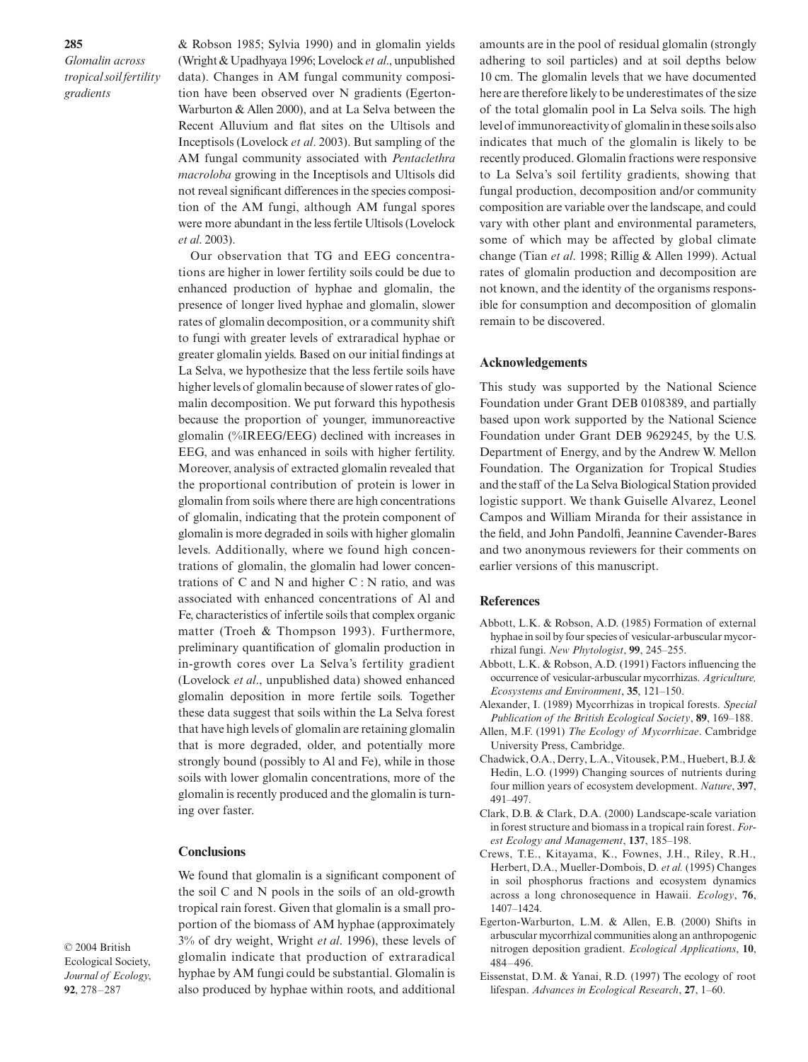& Robson 1985; Sylvia 1990) and in glomalin yields (Wright & Upadhyaya 1996; Lovelock *et al*., unpublished data). Changes in AM fungal community composition have been observed over N gradients (Egerton-Warburton & Allen 2000), and at La Selva between the Recent Alluvium and flat sites on the Ultisols and Inceptisols (Lovelock *et al*. 2003). But sampling of the AM fungal community associated with *Pentaclethra macroloba* growing in the Inceptisols and Ultisols did not reveal significant differences in the species composition of the AM fungi, although AM fungal spores were more abundant in the less fertile Ultisols (Lovelock *et al*. 2003).

Our observation that TG and EEG concentrations are higher in lower fertility soils could be due to enhanced production of hyphae and glomalin, the presence of longer lived hyphae and glomalin, slower rates of glomalin decomposition, or a community shift to fungi with greater levels of extraradical hyphae or greater glomalin yields. Based on our initial findings at La Selva, we hypothesize that the less fertile soils have higher levels of glomalin because of slower rates of glomalin decomposition. We put forward this hypothesis because the proportion of younger, immunoreactive glomalin (%IREEG/EEG) declined with increases in EEG, and was enhanced in soils with higher fertility. Moreover, analysis of extracted glomalin revealed that the proportional contribution of protein is lower in glomalin from soils where there are high concentrations of glomalin, indicating that the protein component of glomalin is more degraded in soils with higher glomalin levels. Additionally, where we found high concentrations of glomalin, the glomalin had lower concentrations of C and N and higher C : N ratio, and was associated with enhanced concentrations of Al and Fe, characteristics of infertile soils that complex organic matter (Troeh & Thompson 1993). Furthermore, preliminary quantification of glomalin production in in-growth cores over La Selva's fertility gradient (Lovelock *et al*., unpublished data) showed enhanced glomalin deposition in more fertile soils. Together these data suggest that soils within the La Selva forest that have high levels of glomalin are retaining glomalin that is more degraded, older, and potentially more strongly bound (possibly to Al and Fe), while in those soils with lower glomalin concentrations, more of the glomalin is recently produced and the glomalin is turning over faster.

## Conclusions

We found that glomalin is a significant component of the soil C and N pools in the soils of an old-growth tropical rain forest. Given that glomalin is a small proportion of the biomass of AM hyphae (approximately 3% of dry weight, Wright *et al*. 1996), these levels of glomalin indicate that production of extraradical hyphae by AM fungi could be substantial. Glomalin is also produced by hyphae within roots, and additional amounts are in the pool of residual glomalin (strongly adhering to soil particles) and at soil depths below 10 cm. The glomalin levels that we have documented here are therefore likely to be underestimates of the size of the total glomalin pool in La Selva soils. The high level of immunoreactivity of glomalin in these soils also indicates that much of the glomalin is likely to be recently produced. Glomalin fractions were responsive to La Selva's soil fertility gradients, showing that fungal production, decomposition and/or community composition are variable over the landscape, and could vary with other plant and environmental parameters, some of which may be affected by global climate change (Tian *et al*. 1998; Rillig & Allen 1999). Actual rates of glomalin production and decomposition are not known, and the identity of the organisms responsible for consumption and decomposition of glomalin remain to be discovered.

## Acknowledgements

This study was supported by the National Science Foundation under Grant DEB 0108389, and partially based upon work supported by the National Science Foundation under Grant DEB 9629245, by the U.S. Department of Energy, and by the Andrew W. Mellon Foundation. The Organization for Tropical Studies and the staff of the La Selva Biological Station provided logistic support. We thank Guiselle Alvarez, Leonel Campos and William Miranda for their assistance in the field, and John Pandolfi, Jeannine Cavender-Bares and two anonymous reviewers for their comments on earlier versions of this manuscript.

## References

Abbott, L.K. & Robson, A.D. (1985) Formation of external hyphae in soil by four species of vesicular-arbuscular mycorrhizal fungi. *New Phytologist*, **99**, 245–255.

Abbott, L.K. & Robson, A.D. (1991) Factors influencing the occurrence of vesicular-arbuscular mycorrhizas. *Agriculture, Ecosystems and Environment*, **35**, 121–150.

Alexander, I. (1989) Mycorrhizas in tropical forests. *Special Publication of the British Ecological Society*, **89**, 169–188.

Allen, M.F. (1991) *The Ecology of Mycorrhizae*. Cambridge University Press, Cambridge.

Chadwick, O.A., Derry, L.A., Vitousek, P.M., Huebert, B.J. & Hedin, L.O. (1999) Changing sources of nutrients during four million years of ecosystem development. *Nature*, **397**, 491–497.

Clark, D.B. & Clark, D.A. (2000) Landscape-scale variation in forest structure and biomass in a tropical rain forest. *Forest Ecology and Management*, **137**, 185–198.

Crews, T.E., Kitayama, K., Fownes, J.H., Riley, R.H., Herbert, D.A., Mueller-Dombois, D. *et al.* (1995) Changes in soil phosphorus fractions and ecosystem dynamics across a long chronosequence in Hawaii. *Ecology*, **76**, 1407–1424.

Egerton-Warburton, L.M. & Allen, E.B. (2000) Shifts in arbuscular mycorrhizal communities along an anthropogenic nitrogen deposition gradient. *Ecological Applications*, **10**, 484–496.

Eissenstat, D.M. & Yanai, R.D. (1997) The ecology of root lifespan. *Advances in Ecological Research*, **27**, 1–60.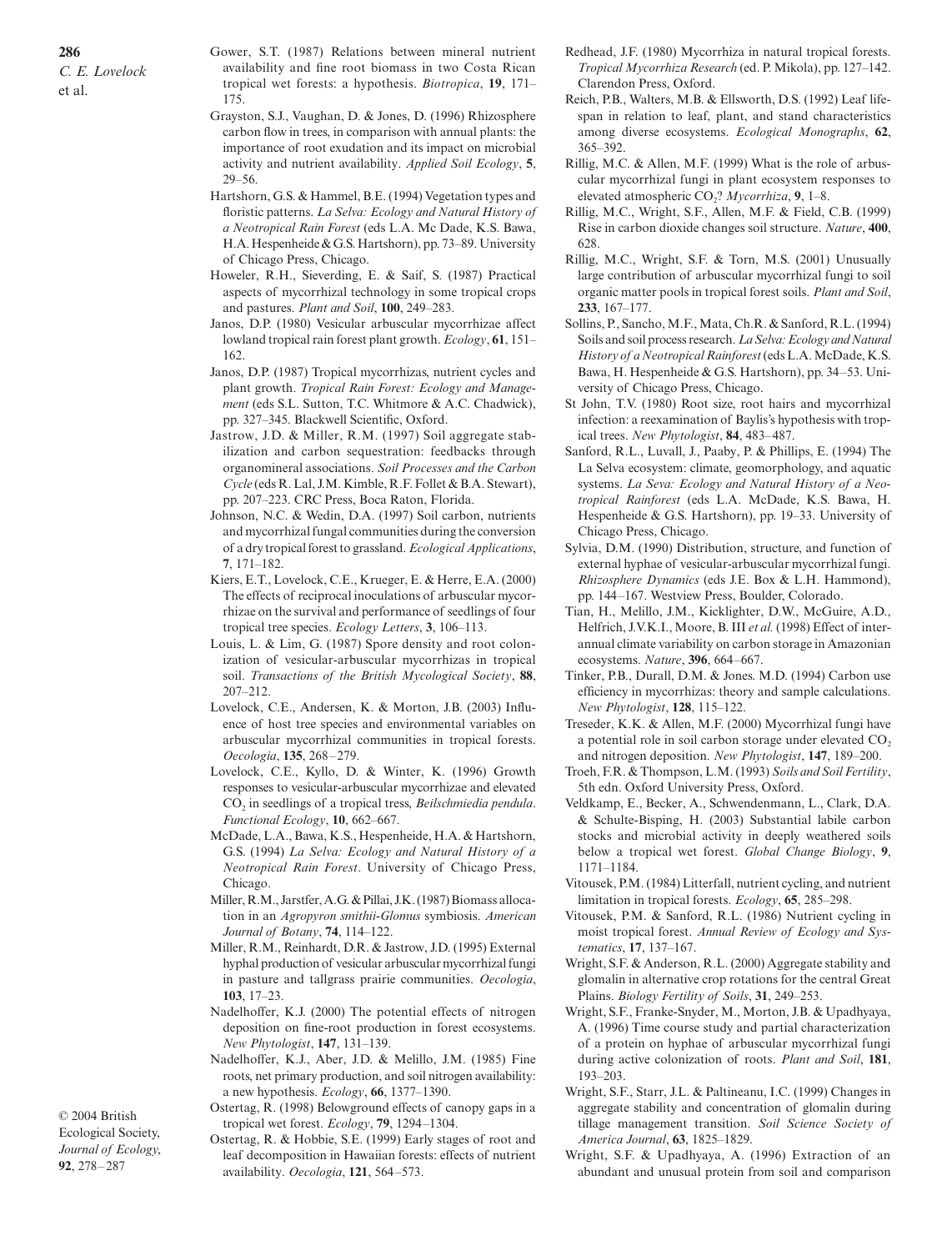Gower, S.T. (1987) Relations between mineral nutrient availability and fine root biomass in two Costa Rican tropical wet forests: a hypothesis. *Biotropica*, **19**, 171–175.

Grayston, S.J., Vaughan, D. & Jones, D. (1996) Rhizosphere carbon flow in trees, in comparison with annual plants: the importance of root exudation and its impact on microbial activity and nutrient availability. *Applied Soil Ecology*, **5**, 29–56.

Hartshorn, G.S. & Hammel, B.E. (1994) Vegetation types and floristic patterns. *La Selva: Ecology and Natural History of a Neotropical Rain Forest* (eds L.A. Mc Dade, K.S. Bawa, H.A. Hespenheide & G.S. Hartshorn), pp. 73–89. University of Chicago Press, Chicago.

Howeler, R.H., Sieverding, E. & Saif, S. (1987) Practical aspects of mycorrhizal technology in some tropical crops and pastures. *Plant and Soil*, **100**, 249–283.

Janos, D.P. (1980) Vesicular arbuscular mycorrhizae affect lowland tropical rain forest plant growth. *Ecology*, **61**, 151–162.

Janos, D.P. (1987) Tropical mycorrhizas, nutrient cycles and plant growth. *Tropical Rain Forest: Ecology and Management* (eds S.L. Sutton, T.C. Whitmore & A.C. Chadwick), pp. 327–345. Blackwell Scientific, Oxford.

Jastrow, J.D. & Miller, R.M. (1997) Soil aggregate stabilization and carbon sequestration: feedbacks through organomineral associations. *Soil Processes and the Carbon Cycle* (eds R. Lal, J.M. Kimble, R.F. Follet & B.A. Stewart), pp. 207–223. CRC Press, Boca Raton, Florida.

Johnson, N.C. & Wedin, D.A. (1997) Soil carbon, nutrients and mycorrhizal fungal communities during the conversion of a dry tropical forest to grassland. *Ecological Applications*, **7**, 171–182.

Kiers, E.T., Lovelock, C.E., Krueger, E. & Herre, E.A. (2000) The effects of reciprocal inoculations of arbuscular mycorrhizae on the survival and performance of seedlings of four tropical tree species. *Ecology Letters*, **3**, 106–113.

Louis, L. & Lim, G. (1987) Spore density and root colonization of vesicular-arbuscular mycorrhizas in tropical soil. *Transactions of the British Mycological Society*, **88**, 207–212.

Lovelock, C.E., Andersen, K. & Morton, J.B. (2003) Influence of host tree species and environmental variables on arbuscular mycorrhizal communities in tropical forests. *Oecologia*, **135**, 268–279.

Lovelock, C.E., Kyllo, D. & Winter, K. (1996) Growth responses to vesicular-arbuscular mycorrhizae and elevated $CO_2$ in seedlings of a tropical tress, *Beilschmiedia pendula*. *Functional Ecology*, **10**, 662–667.

McDade, L.A., Bawa, K.S., Hespenheide, H.A. & Hartshorn, G.S. (1994) *La Selva: Ecology and Natural History of a Neotropical Rain Forest*. University of Chicago Press, Chicago.

Miller, R.M., Jarstfer, A.G. & Pillai, J.K. (1987) Biomass allocation in an *Agropyron smithii-Glomus* symbiosis. *American Journal of Botany*, **74**, 114–122.

Miller, R.M., Reinhardt, D.R. & Jastrow, J.D. (1995) External hyphal production of vesicular arbuscular mycorrhizal fungi in pasture and tallgrass prairie communities. *Oecologia*, **103**, 17–23.

Nadelhoffer, K.J. (2000) The potential effects of nitrogen deposition on fine-root production in forest ecosystems. *New Phytologist*, **147**, 131–139.

Nadelhoffer, K.J., Aber, J.D. & Melillo, J.M. (1985) Fine roots, net primary production, and soil nitrogen availability: a new hypothesis. *Ecology*, **66**, 1377–1390.

Ostertag, R. (1998) Belowground effects of canopy gaps in a tropical wet forest. *Ecology*, **79**, 1294–1304.

Ostertag, R. & Hobbie, S.E. (1999) Early stages of root and leaf decomposition in Hawaiian forests: effects of nutrient availability. *Oecologia*, **121**, 564–573.

Redhead, J.F. (1980) Mycorrhiza in natural tropical forests. *Tropical Mycorrhiza Research* (ed. P. Mikola), pp. 127–142. Clarendon Press, Oxford.

Reich, P.B., Walters, M.B. & Ellsworth, D.S. (1992) Leaf lifespan in relation to leaf, plant, and stand characteristics among diverse ecosystems. *Ecological Monographs*, **62**, 365–392.

Rillig, M.C. & Allen, M.F. (1999) What is the role of arbuscular mycorrhizal fungi in plant ecosystem responses to elevated atmospheric $CO_2$? *Mycorrhiza*, **9**, 1–8.

Rillig, M.C., Wright, S.F., Allen, M.F. & Field, C.B. (1999) Rise in carbon dioxide changes soil structure. *Nature*, **400**, 628.

Rillig, M.C., Wright, S.F. & Torn, M.S. (2001) Unusually large contribution of arbuscular mycorrhizal fungi to soil organic matter pools in tropical forest soils. *Plant and Soil*, **233**, 167–177.

Sollins, P., Sancho, M.F., Mata, Ch.R. & Sanford, R.L. (1994) Soils and soil process research. *La Selva: Ecology and Natural History of a Neotropical Rainforest* (eds L.A. McDade, K.S. Bawa, H. Hespenheide & G.S. Hartshorn), pp. 34–53. University of Chicago Press, Chicago.

St John, T.V. (1980) Root size, root hairs and mycorrhizal infection: a reexamination of Baylis's hypothesis with tropical trees. *New Phytologist*, **84**, 483–487.

Sanford, R.L., Luvall, J., Paaby, P. & Phillips, E. (1994) The La Selva ecosystem: climate, geomorphology, and aquatic systems. *La Seva: Ecology and Natural History of a Neotropical Rainforest* (eds L.A. McDade, K.S. Bawa, H. Hespenheide & G.S. Hartshorn), pp. 19–33. University of Chicago Press, Chicago.

Sylvia, D.M. (1990) Distribution, structure, and function of external hyphae of vesicular-arbuscular mycorrhizal fungi. *Rhizosphere Dynamics* (eds J.E. Box & L.H. Hammond), pp. 144–167. Westview Press, Boulder, Colorado.

Tian, H., Melillo, J.M., Kicklighter, D.W., McGuire, A.D., Helfrich, J.V.K.I., Moore, B. III *et al.* (1998) Effect of interannual climate variability on carbon storage in Amazonian ecosystems. *Nature*, **396**, 664–667.

Tinker, P.B., Durall, D.M. & Jones. M.D. (1994) Carbon use efficiency in mycorrhizas: theory and sample calculations. *New Phytologist*, **128**, 115–122.

Treseder, K.K. & Allen, M.F. (2000) Mycorrhizal fungi have a potential role in soil carbon storage under elevated $CO_2$ and nitrogen deposition. *New Phytologist*, **147**, 189–200.

Troeh, F.R. & Thompson, L.M. (1993) *Soils and Soil Fertility*, 5th edn. Oxford University Press, Oxford.

Veldkamp, E., Becker, A., Schwendenmann, L., Clark, D.A. & Schulte-Bisping, H. (2003) Substantial labile carbon stocks and microbial activity in deeply weathered soils below a tropical wet forest. *Global Change Biology*, **9**, 1171–1184.

Vitousek, P.M. (1984) Litterfall, nutrient cycling, and nutrient limitation in tropical forests. *Ecology*, **65**, 285–298.

Vitousek, P.M. & Sanford, R.L. (1986) Nutrient cycling in moist tropical forest. *Annual Review of Ecology and Systematics*, **17**, 137–167.

Wright, S.F. & Anderson, R.L. (2000) Aggregate stability and glomalin in alternative crop rotations for the central Great Plains. *Biology Fertility of Soils*, **31**, 249–253.

Wright, S.F., Franke-Snyder, M., Morton, J.B. & Upadhyaya, A. (1996) Time course study and partial characterization of a protein on hyphae of arbuscular mycorrhizal fungi during active colonization of roots. *Plant and Soil*, **181**, 193–203.

Wright, S.F., Starr, J.L. & Paltineanu, I.C. (1999) Changes in aggregate stability and concentration of glomalin during tillage management transition. *Soil Science Society of America Journal*, **63**, 1825–1829.

Wright, S.F. & Upadhyaya, A. (1996) Extraction of an abundant and unusual protein from soil and comparison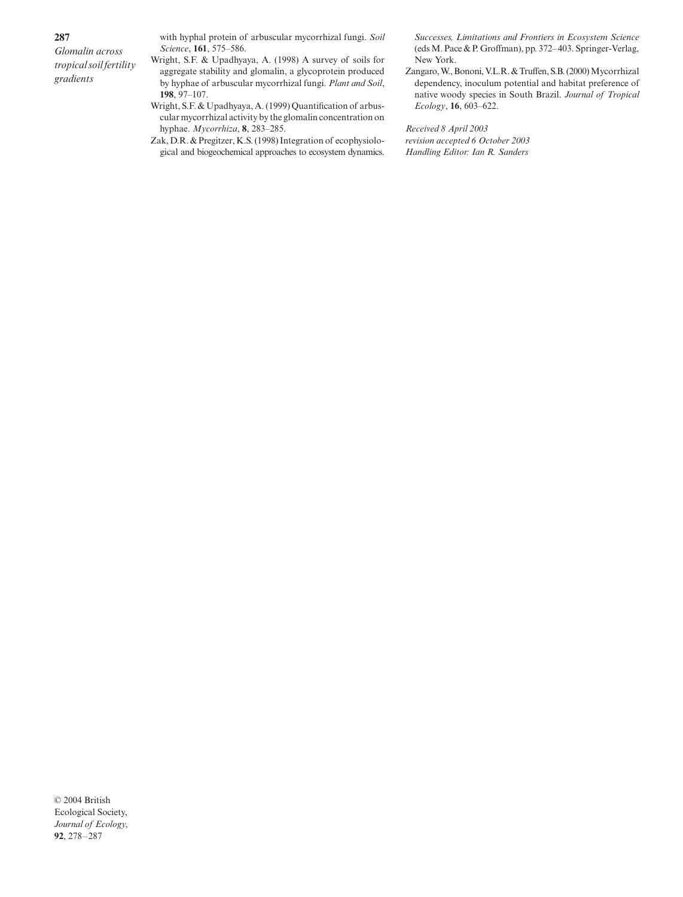with hyphal protein of arbuscular mycorrhizal fungi. *Soil Science*, **161**, 575–586.

Wright, S.F. & Upadhyaya, A. (1998) A survey of soils for aggregate stability and glomalin, a glycoprotein produced by hyphae of arbuscular mycorrhizal fungi. *Plant and Soil*, **198**, 97–107.

Wright, S.F. & Upadhyaya, A. (1999) Quantification of arbuscular mycorrhizal activity by the glomalin concentration on hyphae. *Mycorrhiza*, **8**, 283–285.

Zak, D.R. & Pregitzer, K.S. (1998) Integration of ecophysiological and biogeochemical approaches to ecosystem dynamics. *Successes, Limitations and Frontiers in Ecosystem Science* (eds M. Pace & P. Groffman), pp. 372–403. Springer-Verlag, New York.

Zangaro, W., Bononi, V.L.R. & Truffen, S.B. (2000) Mycorrhizal dependency, inoculum potential and habitat preference of native woody species in South Brazil. *Journal of Tropical Ecology*, **16**, 603–622.

*Received 8 April 2003*
*revision accepted 6 October 2003*
*Handling Editor: Ian R. Sanders*